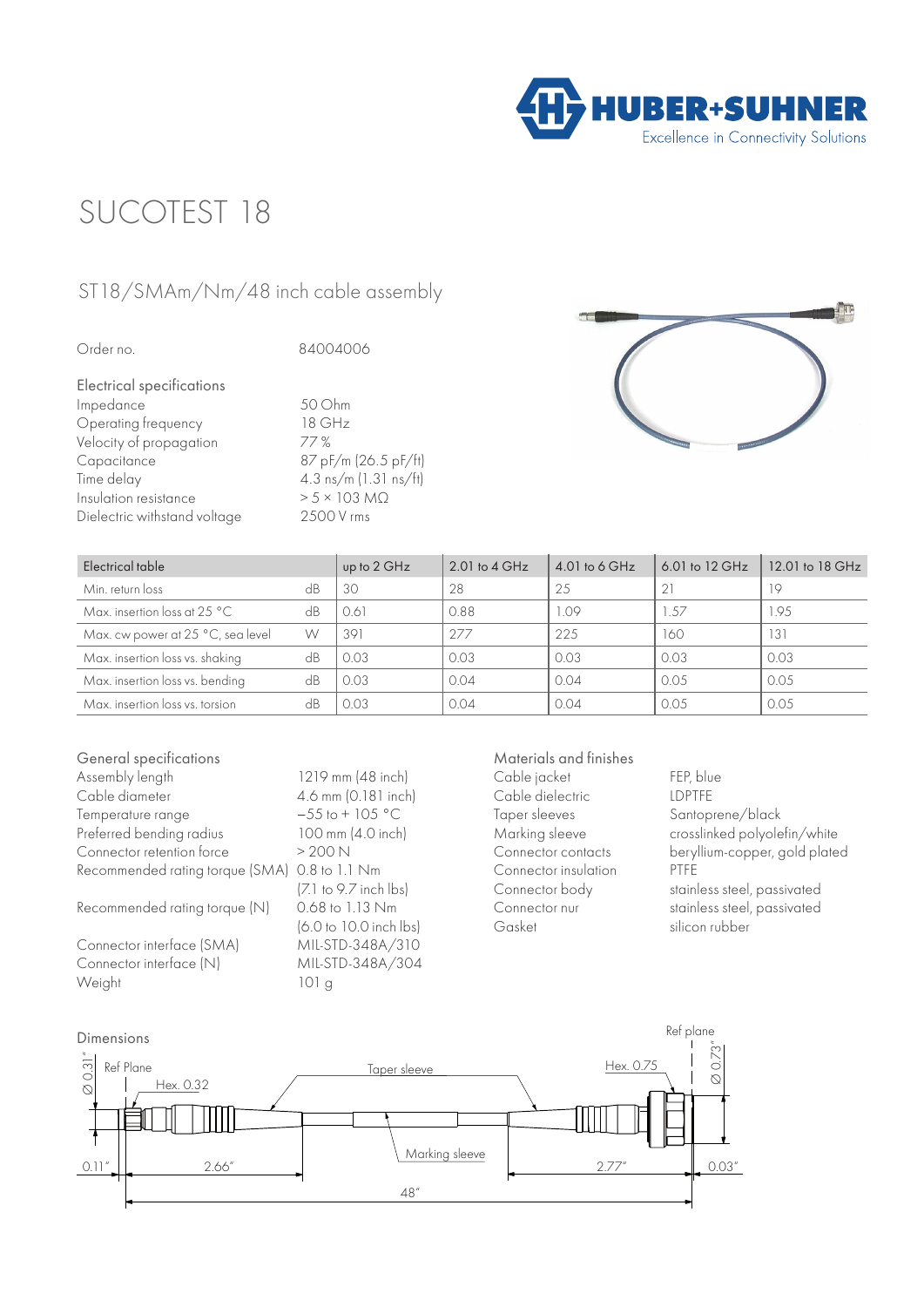# SUCOTEST 18

## ST18/SMAm/Nm/48 inch cable assembly

Order no. 84004006

### Electrical specifications

| | |
|---|---|
| Impedance | 50 Ohm |
| Operating frequency | 18 GHz |
| Velocity of propagation | 77 % |
| Capacitance | 87 pF/m (26.5 pF/ft) |
| Time delay | 4.3 ns/m (1.31 ns/ft) |
| Insulation resistance | > 5 × 103 MΩ |
| Dielectric withstand voltage | 2500 V rms |

| Electrical table | | up to 2 GHz | 2.01 to 4 GHz | 4.01 to 6 GHz | 6.01 to 12 GHz | 12.01 to 18 GHz |
|---|---|---|---|---|---|---|
| Min. return loss | dB | 30 | 28 | 25 | 21 | 19 |
| Max. insertion loss at 25 °C | dB | 0.61 | 0.88 | 1.09 | 1.57 | 1.95 |
| Max. cw power at 25 °C, sea level | W | 391 | 277 | 225 | 160 | 131 |
| Max. insertion loss vs. shaking | dB | 0.03 | 0.03 | 0.03 | 0.03 | 0.03 |
| Max. insertion loss vs. bending | dB | 0.03 | 0.04 | 0.04 | 0.05 | 0.05 |
| Max. insertion loss vs. torsion | dB | 0.03 | 0.04 | 0.04 | 0.05 | 0.05 |

### General specifications

| | |
|---|---|
| Assembly length | 1219 mm (48 inch) |
| Cable diameter | 4.6 mm (0.181 inch) |
| Temperature range | −55 to + 105 °C |
| Preferred bending radius | 100 mm (4.0 inch) |
| Connector retention force | > 200 N |
| Recommended rating torque (SMA) | 0.8 to 1.1 Nm (7.1 to 9.7 inch lbs) |
| Recommended rating torque (N) | 0.68 to 1.13 Nm (6.0 to 10.0 inch lbs) |
| Connector interface (SMA) | MIL-STD-348A/310 |
| Connector interface (N) | MIL-STD-348A/304 |
| Weight | 101 g |

### Materials and finishes

| | |
|---|---|
| Cable jacket | FEP, blue |
| Cable dielectric | LDPTFE |
| Taper sleeves | Santoprene/black |
| Marking sleeve | crosslinked polyolefin/white |
| Connector contacts | beryllium-copper, gold plated |
| Connector insulation | PTFE |
| Connector body | stainless steel, passivated |
| Connector nur | stainless steel, passivated |
| Gasket | silicon rubber |

### Dimensions

Ø 0.31" Ref Plane Hex. 0.32 Taper sleeve Hex. 0.75 Ref plane Ø 0.73" Marking sleeve 0.11" 2.66" 2.77" 0.03" 48"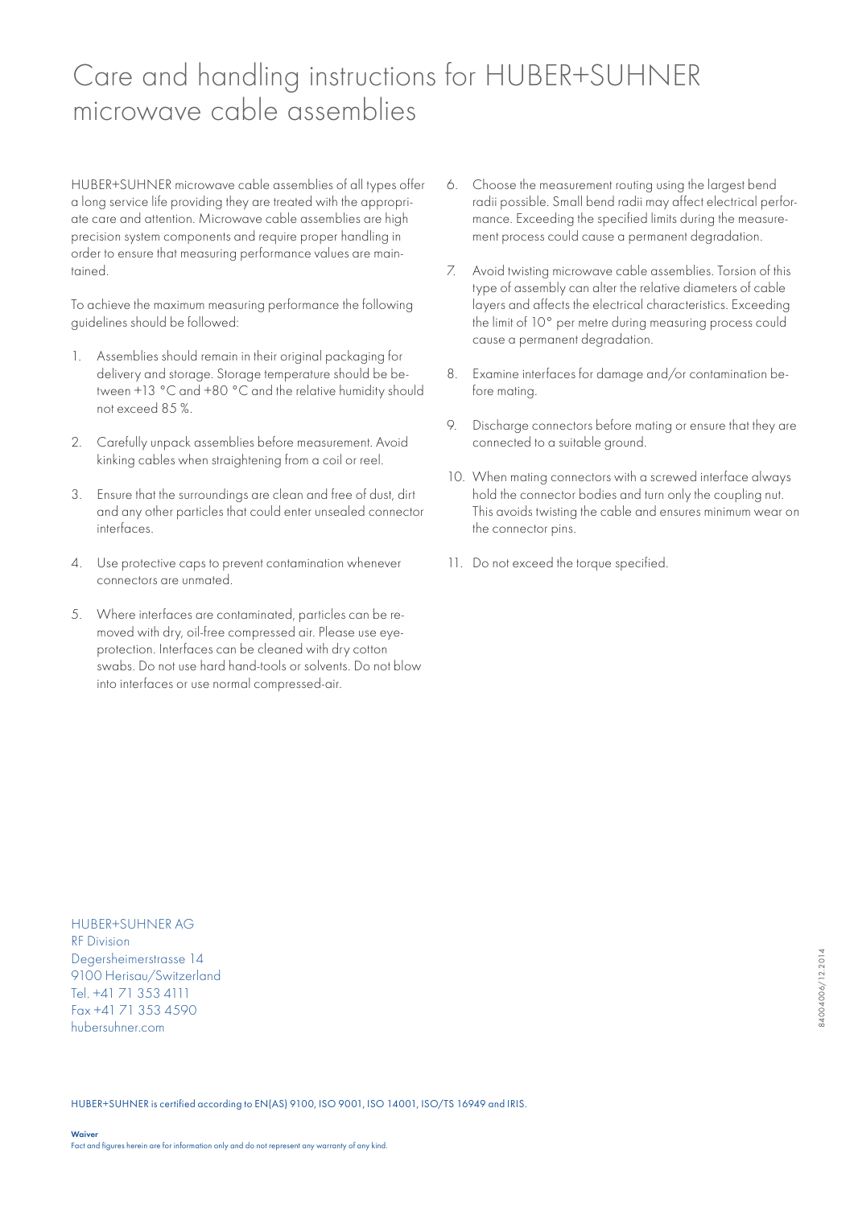# Care and handling instructions for HUBER+SUHNER microwave cable assemblies

HUBER+SUHNER microwave cable assemblies of all types offer a long service life providing they are treated with the appropriate care and attention. Microwave cable assemblies are high precision system components and require proper handling in order to ensure that measuring performance values are maintained.

To achieve the maximum measuring performance the following guidelines should be followed:

1. Assemblies should remain in their original packaging for delivery and storage. Storage temperature should be between +13 °C and +80 °C and the relative humidity should not exceed 85 %.
2. Carefully unpack assemblies before measurement. Avoid kinking cables when straightening from a coil or reel.
3. Ensure that the surroundings are clean and free of dust, dirt and any other particles that could enter unsealed connector interfaces.
4. Use protective caps to prevent contamination whenever connectors are unmated.
5. Where interfaces are contaminated, particles can be removed with dry, oil-free compressed air. Please use eye-protection. Interfaces can be cleaned with dry cotton swabs. Do not use hard hand-tools or solvents. Do not blow into interfaces or use normal compressed-air.
6. Choose the measurement routing using the largest bend radii possible. Small bend radii may affect electrical performance. Exceeding the specified limits during the measurement process could cause a permanent degradation.
7. Avoid twisting microwave cable assemblies. Torsion of this type of assembly can alter the relative diameters of cable layers and affects the electrical characteristics. Exceeding the limit of 10° per metre during measuring process could cause a permanent degradation.
8. Examine interfaces for damage and/or contamination before mating.
9. Discharge connectors before mating or ensure that they are connected to a suitable ground.
10. When mating connectors with a screwed interface always hold the connector bodies and turn only the coupling nut. This avoids twisting the cable and ensures minimum wear on the connector pins.
11. Do not exceed the torque specified.

HUBER+SUHNER AG
RF Division
Degersheimerstrasse 14
9100 Herisau/Switzerland
Tel. +41 71 353 4111
Fax +41 71 353 4590
hubersuhner.com

84004006/12.2014

HUBER+SUHNER is certified according to EN(AS) 9100, ISO 9001, ISO 14001, ISO/TS 16949 and IRIS.

**Waiver**
Fact and figures herein are for information only and do not represent any warranty of any kind.